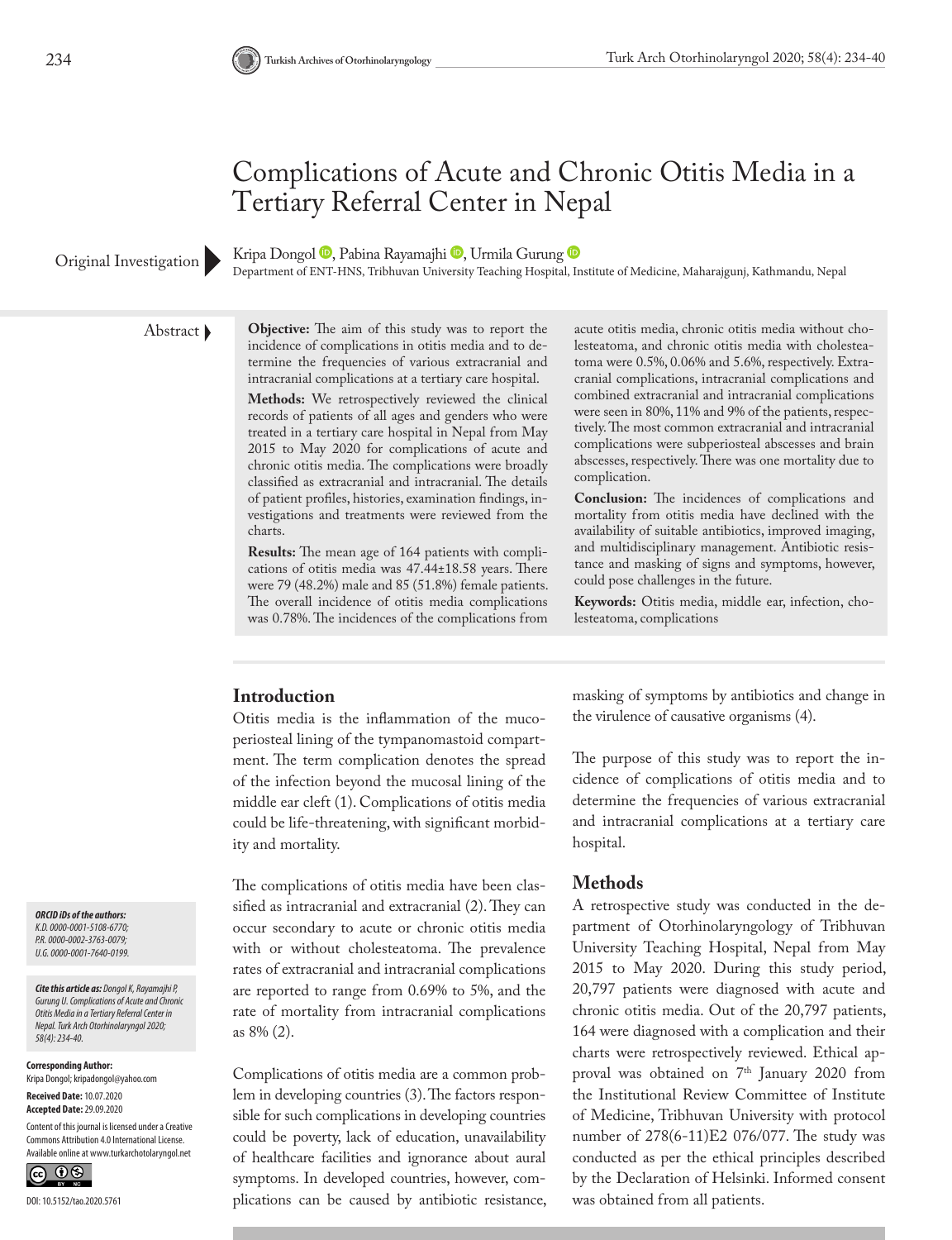# Complications of Acute and Chronic Otitis Media in a Tertiary Referral Center in Nepal

Original Investigation

Kripa Dongol, Pabina Rayamajhi, Urmila Gurung

Department of ENT-HNS, Tribhuvan University Teaching Hospital, Institute of Medicine, Maharajgunj, Kathmandu, Nepal

## Abstract

**Objective:** The aim of this study was to report the incidence of complications in otitis media and to determine the frequencies of various extracranial and intracranial complications at a tertiary care hospital.

**Methods:** We retrospectively reviewed the clinical records of patients of all ages and genders who were treated in a tertiary care hospital in Nepal from May 2015 to May 2020 for complications of acute and chronic otitis media. The complications were broadly classified as extracranial and intracranial. The details of patient profiles, histories, examination findings, investigations and treatments were reviewed from the charts.

**Results:** The mean age of 164 patients with complications of otitis media was 47.44±18.58 years. There were 79 (48.2%) male and 85 (51.8%) female patients. The overall incidence of otitis media complications was 0.78%. The incidences of the complications from acute otitis media, chronic otitis media without cholesteatoma, and chronic otitis media with cholesteatoma were 0.5%, 0.06% and 5.6%, respectively. Extracranial complications, intracranial complications and combined extracranial and intracranial complications were seen in 80%, 11% and 9% of the patients, respectively. The most common extracranial and intracranial complications were subperiosteal abscesses and brain abscesses, respectively. There was one mortality due to complication.

**Conclusion:** The incidences of complications and mortality from otitis media have declined with the availability of suitable antibiotics, improved imaging, and multidisciplinary management. Antibiotic resistance and masking of signs and symptoms, however, could pose challenges in the future.

**Keywords:** Otitis media, middle ear, infection, cholesteatoma, complications

## Introduction

Otitis media is the inflammation of the mucoperiosteal lining of the tympanomastoid compartment. The term complication denotes the spread of the infection beyond the mucosal lining of the middle ear cleft (1). Complications of otitis media could be life-threatening, with significant morbidity and mortality.

The complications of otitis media have been classified as intracranial and extracranial (2). They can occur secondary to acute or chronic otitis media with or without cholesteatoma. The prevalence rates of extracranial and intracranial complications are reported to range from 0.69% to 5%, and the rate of mortality from intracranial complications as 8% (2).

Complications of otitis media are a common problem in developing countries (3). The factors responsible for such complications in developing countries could be poverty, lack of education, unavailability of healthcare facilities and ignorance about aural symptoms. In developed countries, however, complications can be caused by antibiotic resistance, masking of symptoms by antibiotics and change in the virulence of causative organisms (4).

The purpose of this study was to report the incidence of complications of otitis media and to determine the frequencies of various extracranial and intracranial complications at a tertiary care hospital.

## Methods

A retrospective study was conducted in the department of Otorhinolaryngology of Tribhuvan University Teaching Hospital, Nepal from May 2015 to May 2020. During this study period, 20,797 patients were diagnosed with acute and chronic otitis media. Out of the 20,797 patients, 164 were diagnosed with a complication and their charts were retrospectively reviewed. Ethical approval was obtained on 7th January 2020 from the Institutional Review Committee of Institute of Medicine, Tribhuvan University with protocol number of 278(6-11)E2 076/077. The study was conducted as per the ethical principles described by the Declaration of Helsinki. Informed consent was obtained from all patients.

*ORCID iDs of the authors:*
*K.D. 0000-0001-5108-6770;*
*P.R. 0000-0002-3763-0079;*
*U.G. 0000-0001-7640-0199.*

***Cite this article as:*** *Dongol K, Rayamajhi P, Gurung U. Complications of Acute and Chronic Otitis Media in a Tertiary Referral Center in Nepal. Turk Arch Otorhinolaryngol 2020; 58(4): 234-40.*

**Corresponding Author:**
Kripa Dongol; kripadongol@yahoo.com

**Received Date:** 10.07.2020
**Accepted Date:** 29.09.2020

Content of this journal is licensed under a Creative Commons Attribution 4.0 International License. Available online at www.turkarchotolaryngol.net

DOI: 10.5152/tao.2020.5761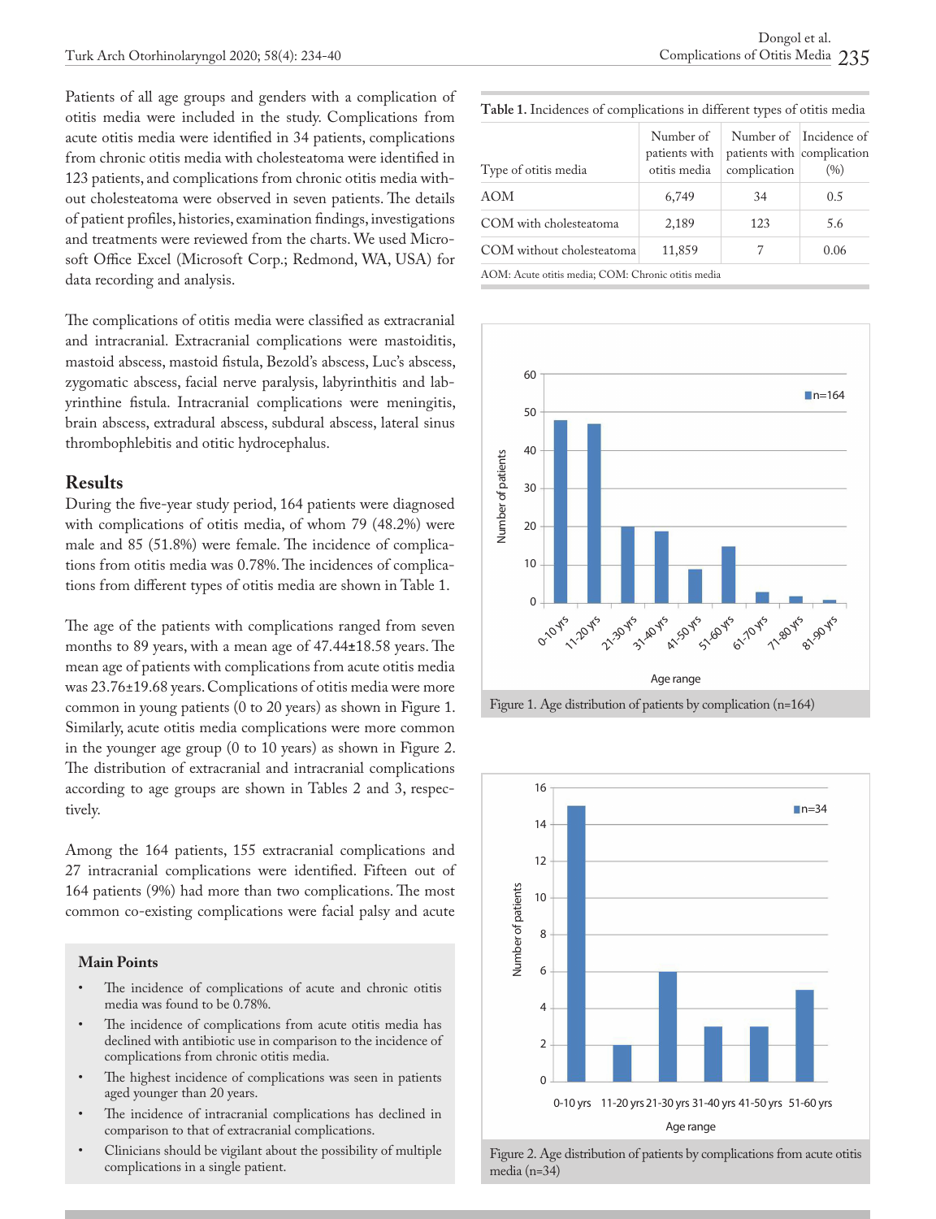Patients of all age groups and genders with a complication of otitis media were included in the study. Complications from acute otitis media were identified in 34 patients, complications from chronic otitis media with cholesteatoma were identified in 123 patients, and complications from chronic otitis media without cholesteatoma were observed in seven patients. The details of patient profiles, histories, examination findings, investigations and treatments were reviewed from the charts. We used Microsoft Office Excel (Microsoft Corp.; Redmond, WA, USA) for data recording and analysis.

The complications of otitis media were classified as extracranial and intracranial. Extracranial complications were mastoiditis, mastoid abscess, mastoid fistula, Bezold's abscess, Luc's abscess, zygomatic abscess, facial nerve paralysis, labyrinthitis and labyrinthine fistula. Intracranial complications were meningitis, brain abscess, extradural abscess, subdural abscess, lateral sinus thrombophlebitis and otitic hydrocephalus.

## Results

During the five-year study period, 164 patients were diagnosed with complications of otitis media, of whom 79 (48.2%) were male and 85 (51.8%) were female. The incidence of complications from otitis media was 0.78%. The incidences of complications from different types of otitis media are shown in Table 1.

The age of the patients with complications ranged from seven months to 89 years, with a mean age of 47.44±18.58 years. The mean age of patients with complications from acute otitis media was 23.76±19.68 years. Complications of otitis media were more common in young patients (0 to 20 years) as shown in Figure 1. Similarly, acute otitis media complications were more common in the younger age group (0 to 10 years) as shown in Figure 2. The distribution of extracranial and intracranial complications according to age groups are shown in Tables 2 and 3, respectively.

Among the 164 patients, 155 extracranial complications and 27 intracranial complications were identified. Fifteen out of 164 patients (9%) had more than two complications. The most common co-existing complications were facial palsy and acute

**Table 1.** Incidences of complications in different types of otitis media

| Type of otitis media | Number of patients with otitis media | Number of patients with complication | Incidence of complication (%) |
|---|---|---|---|
| AOM | 6,749 | 34 | 0.5 |
| COM with cholesteatoma | 2,189 | 123 | 5.6 |
| COM without cholesteatoma | 11,859 | 7 | 0.06 |

AOM: Acute otitis media; COM: Chronic otitis media

Figure 1. Age distribution of patients by complication (n=164)

Figure 2. Age distribution of patients by complications from acute otitis media (n=34)

### Main Points

- The incidence of complications of acute and chronic otitis media was found to be 0.78%.
- The incidence of complications from acute otitis media has declined with antibiotic use in comparison to the incidence of complications from chronic otitis media.
- The highest incidence of complications was seen in patients aged younger than 20 years.
- The incidence of intracranial complications has declined in comparison to that of extracranial complications.
- Clinicians should be vigilant about the possibility of multiple complications in a single patient.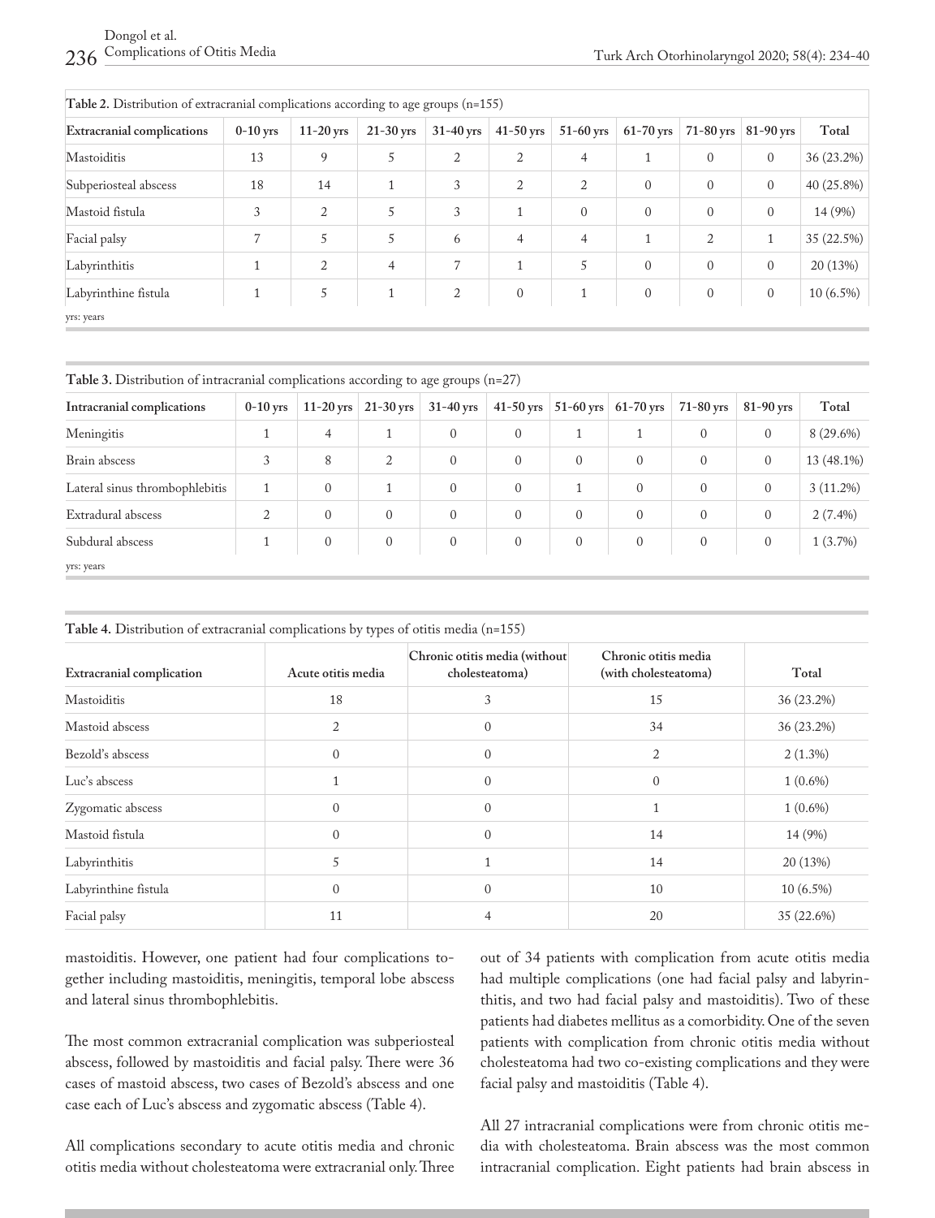**Table 2.** Distribution of extracranial complications according to age groups (n=155)

| Extracranial complications | 0-10 yrs | 11-20 yrs | 21-30 yrs | 31-40 yrs | 41-50 yrs | 51-60 yrs | 61-70 yrs | 71-80 yrs | 81-90 yrs | Total |
|---|---|---|---|---|---|---|---|---|---|---|
| Mastoiditis | 13 | 9 | 5 | 2 | 2 | 4 | 1 | 0 | 0 | 36 (23.2%) |
| Subperiosteal abscess | 18 | 14 | 1 | 3 | 2 | 2 | 0 | 0 | 0 | 40 (25.8%) |
| Mastoid fistula | 3 | 2 | 5 | 3 | 1 | 0 | 0 | 0 | 0 | 14 (9%) |
| Facial palsy | 7 | 5 | 5 | 6 | 4 | 4 | 1 | 2 | 1 | 35 (22.5%) |
| Labyrinthitis | 1 | 2 | 4 | 7 | 1 | 5 | 0 | 0 | 0 | 20 (13%) |
| Labyrinthine fistula | 1 | 5 | 1 | 2 | 0 | 1 | 0 | 0 | 0 | 10 (6.5%) |

yrs: years

**Table 3.** Distribution of intracranial complications according to age groups (n=27)

| Intracranial complications | 0-10 yrs | 11-20 yrs | 21-30 yrs | 31-40 yrs | 41-50 yrs | 51-60 yrs | 61-70 yrs | 71-80 yrs | 81-90 yrs | Total |
|---|---|---|---|---|---|---|---|---|---|---|
| Meningitis | 1 | 4 | 1 | 0 | 0 | 1 | 1 | 0 | 0 | 8 (29.6%) |
| Brain abscess | 3 | 8 | 2 | 0 | 0 | 0 | 0 | 0 | 0 | 13 (48.1%) |
| Lateral sinus thrombophlebitis | 1 | 0 | 1 | 0 | 0 | 1 | 0 | 0 | 0 | 3 (11.2%) |
| Extradural abscess | 2 | 0 | 0 | 0 | 0 | 0 | 0 | 0 | 0 | 2 (7.4%) |
| Subdural abscess | 1 | 0 | 0 | 0 | 0 | 0 | 0 | 0 | 0 | 1 (3.7%) |

yrs: years

**Table 4.** Distribution of extracranial complications by types of otitis media (n=155)

| Extracranial complication | Acute otitis media | Chronic otitis media (without cholesteatoma) | Chronic otitis media (with cholesteatoma) | Total |
|---|---|---|---|---|
| Mastoiditis | 18 | 3 | 15 | 36 (23.2%) |
| Mastoid abscess | 2 | 0 | 34 | 36 (23.2%) |
| Bezold's abscess | 0 | 0 | 2 | 2 (1.3%) |
| Luc's abscess | 1 | 0 | 0 | 1 (0.6%) |
| Zygomatic abscess | 0 | 0 | 1 | 1 (0.6%) |
| Mastoid fistula | 0 | 0 | 14 | 14 (9%) |
| Labyrinthitis | 5 | 1 | 14 | 20 (13%) |
| Labyrinthine fistula | 0 | 0 | 10 | 10 (6.5%) |
| Facial palsy | 11 | 4 | 20 | 35 (22.6%) |

mastoiditis. However, one patient had four complications together including mastoiditis, meningitis, temporal lobe abscess and lateral sinus thrombophlebitis.

The most common extracranial complication was subperiosteal abscess, followed by mastoiditis and facial palsy. There were 36 cases of mastoid abscess, two cases of Bezold's abscess and one case each of Luc's abscess and zygomatic abscess (Table 4).

All complications secondary to acute otitis media and chronic otitis media without cholesteatoma were extracranial only. Three out of 34 patients with complication from acute otitis media had multiple complications (one had facial palsy and labyrinthitis, and two had facial palsy and mastoiditis). Two of these patients had diabetes mellitus as a comorbidity. One of the seven patients with complication from chronic otitis media without cholesteatoma had two co-existing complications and they were facial palsy and mastoiditis (Table 4).

All 27 intracranial complications were from chronic otitis media with cholesteatoma. Brain abscess was the most common intracranial complication. Eight patients had brain abscess in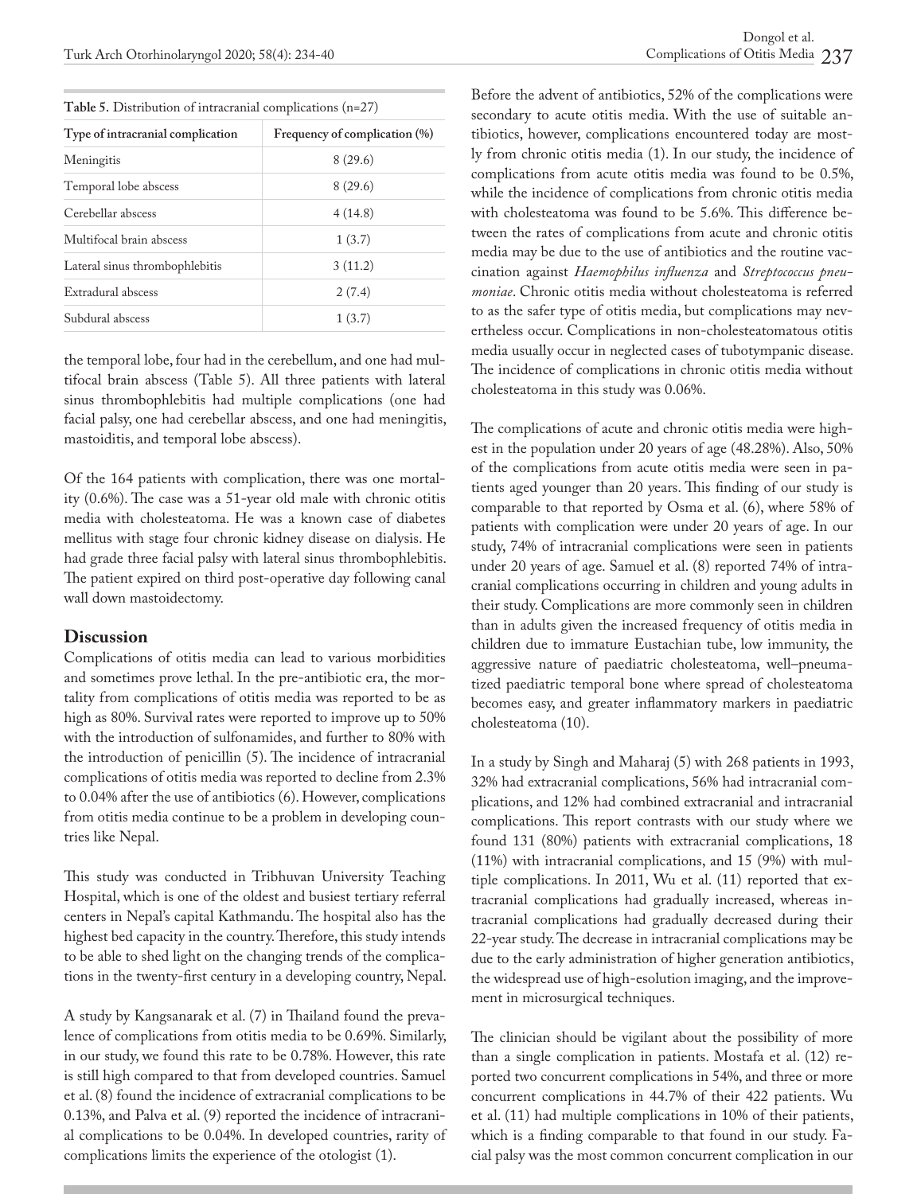**Table 5.** Distribution of intracranial complications (n=27)

| Type of intracranial complication | Frequency of complication (%) |
|---|---|
| Meningitis | 8 (29.6) |
| Temporal lobe abscess | 8 (29.6) |
| Cerebellar abscess | 4 (14.8) |
| Multifocal brain abscess | 1 (3.7) |
| Lateral sinus thrombophlebitis | 3 (11.2) |
| Extradural abscess | 2 (7.4) |
| Subdural abscess | 1 (3.7) |

the temporal lobe, four had in the cerebellum, and one had multifocal brain abscess (Table 5). All three patients with lateral sinus thrombophlebitis had multiple complications (one had facial palsy, one had cerebellar abscess, and one had meningitis, mastoiditis, and temporal lobe abscess).

Of the 164 patients with complication, there was one mortality (0.6%). The case was a 51-year old male with chronic otitis media with cholesteatoma. He was a known case of diabetes mellitus with stage four chronic kidney disease on dialysis. He had grade three facial palsy with lateral sinus thrombophlebitis. The patient expired on third post-operative day following canal wall down mastoidectomy.

## Discussion

Complications of otitis media can lead to various morbidities and sometimes prove lethal. In the pre-antibiotic era, the mortality from complications of otitis media was reported to be as high as 80%. Survival rates were reported to improve up to 50% with the introduction of sulfonamides, and further to 80% with the introduction of penicillin (5). The incidence of intracranial complications of otitis media was reported to decline from 2.3% to 0.04% after the use of antibiotics (6). However, complications from otitis media continue to be a problem in developing countries like Nepal.

This study was conducted in Tribhuvan University Teaching Hospital, which is one of the oldest and busiest tertiary referral centers in Nepal's capital Kathmandu. The hospital also has the highest bed capacity in the country. Therefore, this study intends to be able to shed light on the changing trends of the complications in the twenty-first century in a developing country, Nepal.

A study by Kangsanarak et al. (7) in Thailand found the prevalence of complications from otitis media to be 0.69%. Similarly, in our study, we found this rate to be 0.78%. However, this rate is still high compared to that from developed countries. Samuel et al. (8) found the incidence of extracranial complications to be 0.13%, and Palva et al. (9) reported the incidence of intracranial complications to be 0.04%. In developed countries, rarity of complications limits the experience of the otologist (1).

Before the advent of antibiotics, 52% of the complications were secondary to acute otitis media. With the use of suitable antibiotics, however, complications encountered today are mostly from chronic otitis media (1). In our study, the incidence of complications from acute otitis media was found to be 0.5%, while the incidence of complications from chronic otitis media with cholesteatoma was found to be 5.6%. This difference between the rates of complications from acute and chronic otitis media may be due to the use of antibiotics and the routine vaccination against *Haemophilus influenza* and *Streptococcus pneumoniae*. Chronic otitis media without cholesteatoma is referred to as the safer type of otitis media, but complications may nevertheless occur. Complications in non-cholesteatomatous otitis media usually occur in neglected cases of tubotympanic disease. The incidence of complications in chronic otitis media without cholesteatoma in this study was 0.06%.

The complications of acute and chronic otitis media were highest in the population under 20 years of age (48.28%). Also, 50% of the complications from acute otitis media were seen in patients aged younger than 20 years. This finding of our study is comparable to that reported by Osma et al. (6), where 58% of patients with complication were under 20 years of age. In our study, 74% of intracranial complications were seen in patients under 20 years of age. Samuel et al. (8) reported 74% of intracranial complications occurring in children and young adults in their study. Complications are more commonly seen in children than in adults given the increased frequency of otitis media in children due to immature Eustachian tube, low immunity, the aggressive nature of paediatric cholesteatoma, well–pneumatized paediatric temporal bone where spread of cholesteatoma becomes easy, and greater inflammatory markers in paediatric cholesteatoma (10).

In a study by Singh and Maharaj (5) with 268 patients in 1993, 32% had extracranial complications, 56% had intracranial complications, and 12% had combined extracranial and intracranial complications. This report contrasts with our study where we found 131 (80%) patients with extracranial complications, 18 (11%) with intracranial complications, and 15 (9%) with multiple complications. In 2011, Wu et al. (11) reported that extracranial complications had gradually increased, whereas intracranial complications had gradually decreased during their 22-year study. The decrease in intracranial complications may be due to the early administration of higher generation antibiotics, the widespread use of high-esolution imaging, and the improvement in microsurgical techniques.

The clinician should be vigilant about the possibility of more than a single complication in patients. Mostafa et al. (12) reported two concurrent complications in 54%, and three or more concurrent complications in 44.7% of their 422 patients. Wu et al. (11) had multiple complications in 10% of their patients, which is a finding comparable to that found in our study. Facial palsy was the most common concurrent complication in our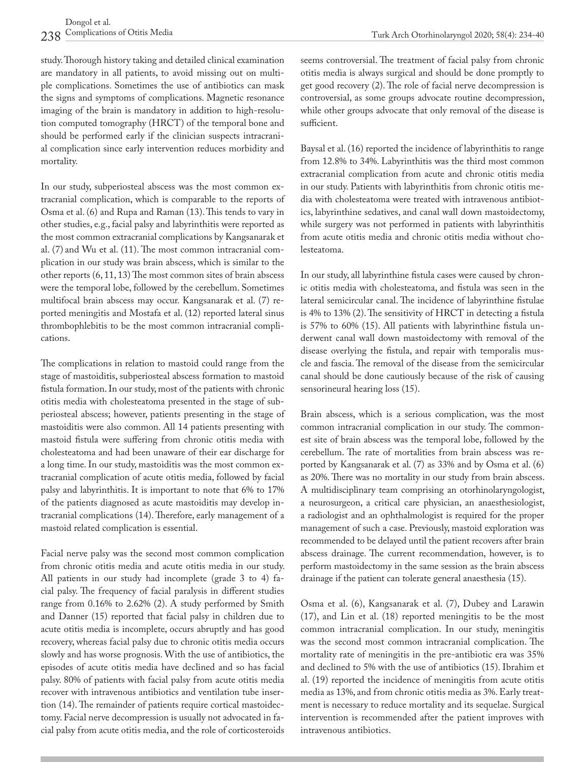study. Thorough history taking and detailed clinical examination are mandatory in all patients, to avoid missing out on multiple complications. Sometimes the use of antibiotics can mask the signs and symptoms of complications. Magnetic resonance imaging of the brain is mandatory in addition to high-resolution computed tomography (HRCT) of the temporal bone and should be performed early if the clinician suspects intracranial complication since early intervention reduces morbidity and mortality.

In our study, subperiosteal abscess was the most common extracranial complication, which is comparable to the reports of Osma et al. (6) and Rupa and Raman (13). This tends to vary in other studies, e.g., facial palsy and labyrinthitis were reported as the most common extracranial complications by Kangsanarak et al. (7) and Wu et al. (11). The most common intracranial complication in our study was brain abscess, which is similar to the other reports (6, 11, 13) The most common sites of brain abscess were the temporal lobe, followed by the cerebellum. Sometimes multifocal brain abscess may occur. Kangsanarak et al. (7) reported meningitis and Mostafa et al. (12) reported lateral sinus thrombophlebitis to be the most common intracranial complications.

The complications in relation to mastoid could range from the stage of mastoiditis, subperiosteal abscess formation to mastoid fistula formation. In our study, most of the patients with chronic otitis media with cholesteatoma presented in the stage of subperiosteal abscess; however, patients presenting in the stage of mastoiditis were also common. All 14 patients presenting with mastoid fistula were suffering from chronic otitis media with cholesteatoma and had been unaware of their ear discharge for a long time. In our study, mastoiditis was the most common extracranial complication of acute otitis media, followed by facial palsy and labyrinthitis. It is important to note that 6% to 17% of the patients diagnosed as acute mastoiditis may develop intracranial complications (14). Therefore, early management of a mastoid related complication is essential.

Facial nerve palsy was the second most common complication from chronic otitis media and acute otitis media in our study. All patients in our study had incomplete (grade 3 to 4) facial palsy. The frequency of facial paralysis in different studies range from 0.16% to 2.62% (2). A study performed by Smith and Danner (15) reported that facial palsy in children due to acute otitis media is incomplete, occurs abruptly and has good recovery, whereas facial palsy due to chronic otitis media occurs slowly and has worse prognosis. With the use of antibiotics, the episodes of acute otitis media have declined and so has facial palsy. 80% of patients with facial palsy from acute otitis media recover with intravenous antibiotics and ventilation tube insertion (14). The remainder of patients require cortical mastoidectomy. Facial nerve decompression is usually not advocated in facial palsy from acute otitis media, and the role of corticosteroids seems controversial. The treatment of facial palsy from chronic otitis media is always surgical and should be done promptly to get good recovery (2). The role of facial nerve decompression is controversial, as some groups advocate routine decompression, while other groups advocate that only removal of the disease is sufficient.

Baysal et al. (16) reported the incidence of labyrinthitis to range from 12.8% to 34%. Labyrinthitis was the third most common extracranial complication from acute and chronic otitis media in our study. Patients with labyrinthitis from chronic otitis media with cholesteatoma were treated with intravenous antibiotics, labyrinthine sedatives, and canal wall down mastoidectomy, while surgery was not performed in patients with labyrinthitis from acute otitis media and chronic otitis media without cholesteatoma.

In our study, all labyrinthine fistula cases were caused by chronic otitis media with cholesteatoma, and fistula was seen in the lateral semicircular canal. The incidence of labyrinthine fistulae is 4% to 13% (2). The sensitivity of HRCT in detecting a fistula is 57% to 60% (15). All patients with labyrinthine fistula underwent canal wall down mastoidectomy with removal of the disease overlying the fistula, and repair with temporalis muscle and fascia. The removal of the disease from the semicircular canal should be done cautiously because of the risk of causing sensorineural hearing loss (15).

Brain abscess, which is a serious complication, was the most common intracranial complication in our study. The commonest site of brain abscess was the temporal lobe, followed by the cerebellum. The rate of mortalities from brain abscess was reported by Kangsanarak et al. (7) as 33% and by Osma et al. (6) as 20%. There was no mortality in our study from brain abscess. A multidisciplinary team comprising an otorhinolaryngologist, a neurosurgeon, a critical care physician, an anaesthesiologist, a radiologist and an ophthalmologist is required for the proper management of such a case. Previously, mastoid exploration was recommended to be delayed until the patient recovers after brain abscess drainage. The current recommendation, however, is to perform mastoidectomy in the same session as the brain abscess drainage if the patient can tolerate general anaesthesia (15).

Osma et al. (6), Kangsanarak et al. (7), Dubey and Larawin (17), and Lin et al. (18) reported meningitis to be the most common intracranial complication. In our study, meningitis was the second most common intracranial complication. The mortality rate of meningitis in the pre-antibiotic era was 35% and declined to 5% with the use of antibiotics (15). Ibrahim et al. (19) reported the incidence of meningitis from acute otitis media as 13%, and from chronic otitis media as 3%. Early treatment is necessary to reduce mortality and its sequelae. Surgical intervention is recommended after the patient improves with intravenous antibiotics.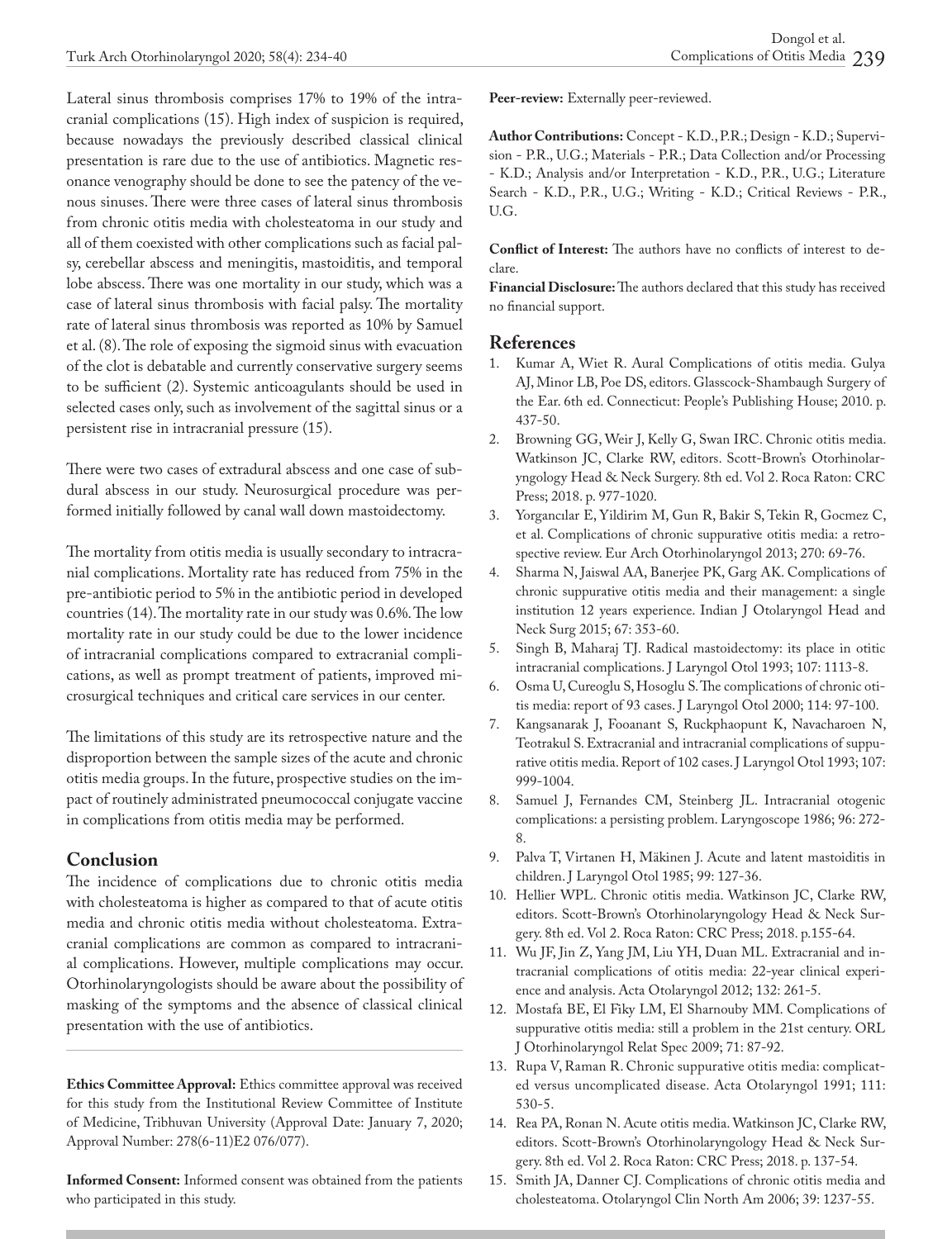Lateral sinus thrombosis comprises 17% to 19% of the intracranial complications (15). High index of suspicion is required, because nowadays the previously described classical clinical presentation is rare due to the use of antibiotics. Magnetic resonance venography should be done to see the patency of the venous sinuses. There were three cases of lateral sinus thrombosis from chronic otitis media with cholesteatoma in our study and all of them coexisted with other complications such as facial palsy, cerebellar abscess and meningitis, mastoiditis, and temporal lobe abscess. There was one mortality in our study, which was a case of lateral sinus thrombosis with facial palsy. The mortality rate of lateral sinus thrombosis was reported as 10% by Samuel et al. (8). The role of exposing the sigmoid sinus with evacuation of the clot is debatable and currently conservative surgery seems to be sufficient (2). Systemic anticoagulants should be used in selected cases only, such as involvement of the sagittal sinus or a persistent rise in intracranial pressure (15).

There were two cases of extradural abscess and one case of subdural abscess in our study. Neurosurgical procedure was performed initially followed by canal wall down mastoidectomy.

The mortality from otitis media is usually secondary to intracranial complications. Mortality rate has reduced from 75% in the pre-antibiotic period to 5% in the antibiotic period in developed countries (14). The mortality rate in our study was 0.6%. The low mortality rate in our study could be due to the lower incidence of intracranial complications compared to extracranial complications, as well as prompt treatment of patients, improved microsurgical techniques and critical care services in our center.

The limitations of this study are its retrospective nature and the disproportion between the sample sizes of the acute and chronic otitis media groups. In the future, prospective studies on the impact of routinely administrated pneumococcal conjugate vaccine in complications from otitis media may be performed.

## Conclusion

The incidence of complications due to chronic otitis media with cholesteatoma is higher as compared to that of acute otitis media and chronic otitis media without cholesteatoma. Extracranial complications are common as compared to intracranial complications. However, multiple complications may occur. Otorhinolaryngologists should be aware about the possibility of masking of the symptoms and the absence of classical clinical presentation with the use of antibiotics.

**Ethics Committee Approval:** Ethics committee approval was received for this study from the Institutional Review Committee of Institute of Medicine, Tribhuvan University (Approval Date: January 7, 2020; Approval Number: 278(6-11)E2 076/077).

**Informed Consent:** Informed consent was obtained from the patients who participated in this study.

**Peer-review:** Externally peer-reviewed.

**Author Contributions:** Concept - K.D., P.R.; Design - K.D.; Supervision - P.R., U.G.; Materials - P.R.; Data Collection and/or Processing - K.D.; Analysis and/or Interpretation - K.D., P.R., U.G.; Literature Search - K.D., P.R., U.G.; Writing - K.D.; Critical Reviews - P.R., U.G.

**Conflict of Interest:** The authors have no conflicts of interest to declare.

**Financial Disclosure:** The authors declared that this study has received no financial support.

## References

1. Kumar A, Wiet R. Aural Complications of otitis media. Gulya AJ, Minor LB, Poe DS, editors. Glasscock-Shambaugh Surgery of the Ear. 6th ed. Connecticut: People's Publishing House; 2010. p. 437-50.
2. Browning GG, Weir J, Kelly G, Swan IRC. Chronic otitis media. Watkinson JC, Clarke RW, editors. Scott-Brown's Otorhinolaryngology Head & Neck Surgery. 8th ed. Vol 2. Roca Raton: CRC Press; 2018. p. 977-1020.
3. Yorgancılar E, Yildirim M, Gun R, Bakir S, Tekin R, Gocmez C, et al. Complications of chronic suppurative otitis media: a retrospective review. Eur Arch Otorhinolaryngol 2013; 270: 69-76.
4. Sharma N, Jaiswal AA, Banerjee PK, Garg AK. Complications of chronic suppurative otitis media and their management: a single institution 12 years experience. Indian J Otolaryngol Head and Neck Surg 2015; 67: 353-60.
5. Singh B, Maharaj TJ. Radical mastoidectomy: its place in otitic intracranial complications. J Laryngol Otol 1993; 107: 1113-8.
6. Osma U, Cureoglu S, Hosoglu S. The complications of chronic otitis media: report of 93 cases. J Laryngol Otol 2000; 114: 97-100.
7. Kangsanarak J, Fooanant S, Ruckphaopunt K, Navacharoen N, Teotrakul S. Extracranial and intracranial complications of suppurative otitis media. Report of 102 cases. J Laryngol Otol 1993; 107: 999-1004.
8. Samuel J, Fernandes CM, Steinberg JL. Intracranial otogenic complications: a persisting problem. Laryngoscope 1986; 96: 272-8.
9. Palva T, Virtanen H, Mäkinen J. Acute and latent mastoiditis in children. J Laryngol Otol 1985; 99: 127-36.
10. Hellier WPL. Chronic otitis media. Watkinson JC, Clarke RW, editors. Scott-Brown's Otorhinolaryngology Head & Neck Surgery. 8th ed. Vol 2. Roca Raton: CRC Press; 2018. p.155-64.
11. Wu JF, Jin Z, Yang JM, Liu YH, Duan ML. Extracranial and intracranial complications of otitis media: 22-year clinical experience and analysis. Acta Otolaryngol 2012; 132: 261-5.
12. Mostafa BE, El Fiky LM, El Sharnouby MM. Complications of suppurative otitis media: still a problem in the 21st century. ORL J Otorhinolaryngol Relat Spec 2009; 71: 87-92.
13. Rupa V, Raman R. Chronic suppurative otitis media: complicated versus uncomplicated disease. Acta Otolaryngol 1991; 111: 530-5.
14. Rea PA, Ronan N. Acute otitis media. Watkinson JC, Clarke RW, editors. Scott-Brown's Otorhinolaryngology Head & Neck Surgery. 8th ed. Vol 2. Roca Raton: CRC Press; 2018. p. 137-54.
15. Smith JA, Danner CJ. Complications of chronic otitis media and cholesteatoma. Otolaryngol Clin North Am 2006; 39: 1237-55.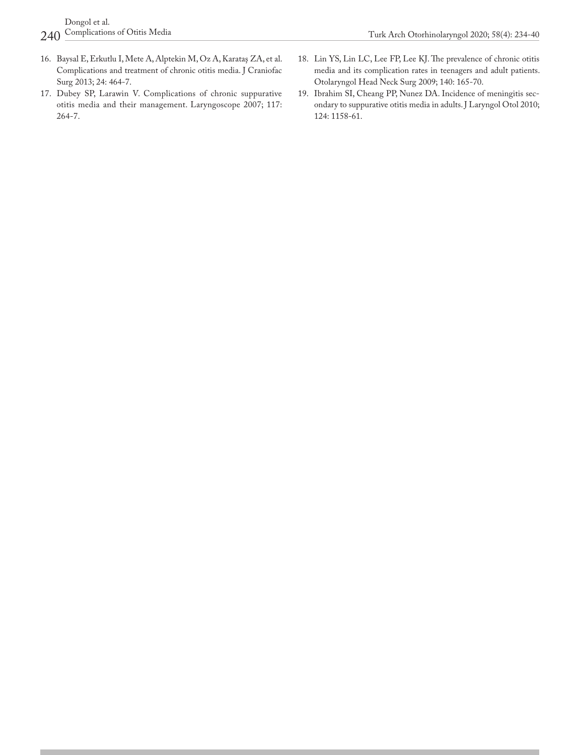16. Baysal E, Erkutlu I, Mete A, Alptekin M, Oz A, Karataş ZA, et al. Complications and treatment of chronic otitis media. J Craniofac Surg 2013; 24: 464-7.
17. Dubey SP, Larawin V. Complications of chronic suppurative otitis media and their management. Laryngoscope 2007; 117: 264-7.
18. Lin YS, Lin LC, Lee FP, Lee KJ. The prevalence of chronic otitis media and its complication rates in teenagers and adult patients. Otolaryngol Head Neck Surg 2009; 140: 165-70.
19. Ibrahim SI, Cheang PP, Nunez DA. Incidence of meningitis secondary to suppurative otitis media in adults. J Laryngol Otol 2010; 124: 1158-61.